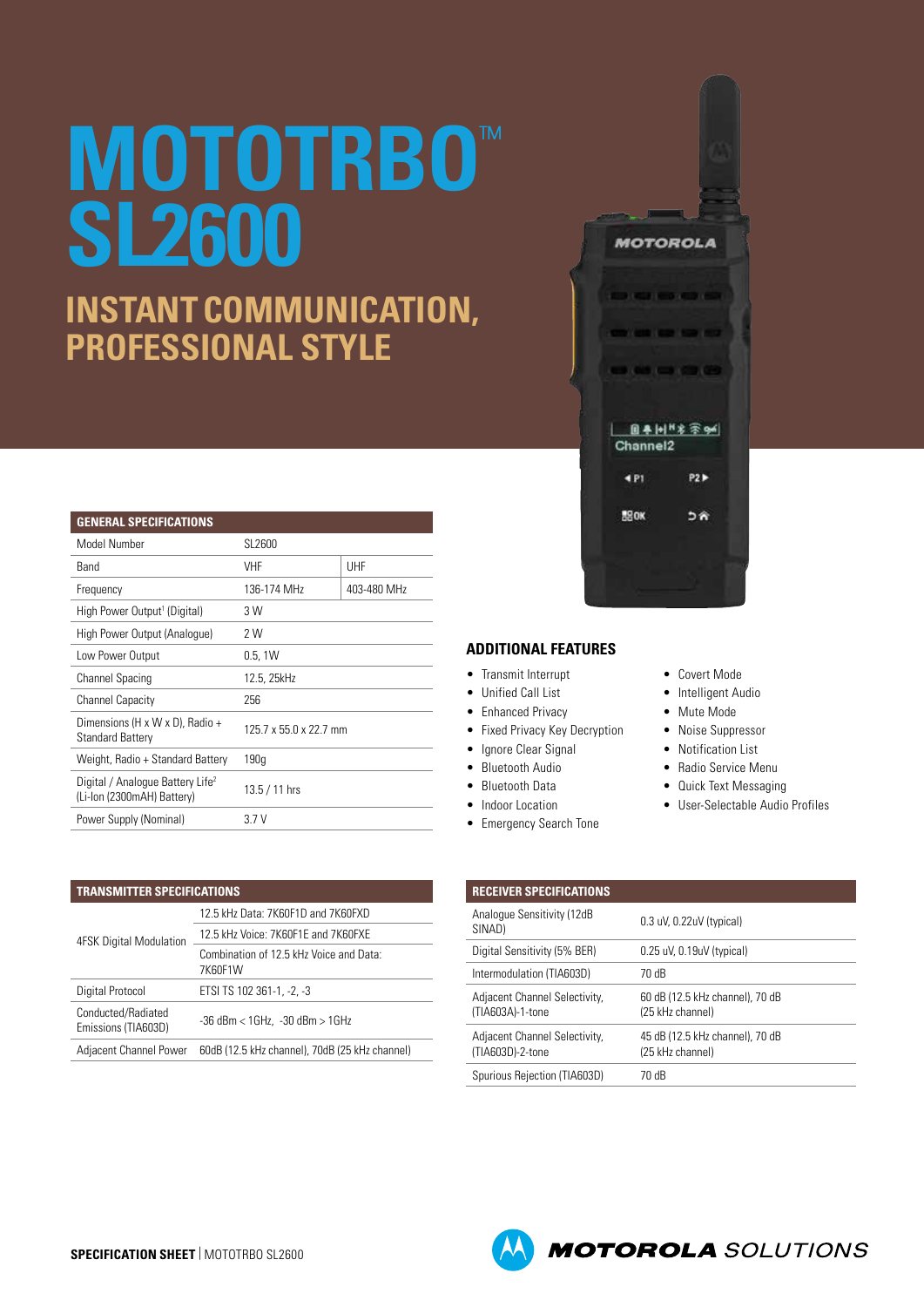# MOTOTRBO™ SL2600

## INSTANT COMMUNICATION, PROFESSIONAL STYLE

| GENERAL SPECIFICATIONS | | |
|---|---|---|
| Model Number | SL2600 | |
| Band | VHF | UHF |
| Frequency | 136-174 MHz | 403-480 MHz |
| High Power Output[1] (Digital) | 3 W | |
| High Power Output (Analogue) | 2 W | |
| Low Power Output | 0.5, 1W | |
| Channel Spacing | 12.5, 25kHz | |
| Channel Capacity | 256 | |
| Dimensions (H x W x D), Radio + Standard Battery | 125.7 x 55.0 x 22.7 mm | |
| Weight, Radio + Standard Battery | 190g | |
| Digital / Analogue Battery Life[2] (Li-Ion (2300mAH) Battery) | 13.5 / 11 hrs | |
| Power Supply (Nominal) | 3.7 V | |

### ADDITIONAL FEATURES

- Transmit Interrupt
- Unified Call List
- Enhanced Privacy
- Fixed Privacy Key Decryption
- Ignore Clear Signal
- Bluetooth Audio
- Bluetooth Data
- Indoor Location
- Emergency Search Tone
- Covert Mode
- Intelligent Audio
- Mute Mode
- Noise Suppressor
- Notification List
- Radio Service Menu
- Quick Text Messaging
- User-Selectable Audio Profiles

| TRANSMITTER SPECIFICATIONS | |
|---|---|
| 4FSK Digital Modulation | 12.5 kHz Data: 7K60F1D and 7K60FXD |
| | 12.5 kHz Voice: 7K60F1E and 7K60FXE |
| | Combination of 12.5 kHz Voice and Data: 7K60F1W |
| Digital Protocol | ETSI TS 102 361-1, -2, -3 |
| Conducted/Radiated Emissions (TIA603D) | -36 dBm < 1GHz, -30 dBm > 1GHz |
| Adjacent Channel Power | 60dB (12.5 kHz channel), 70dB (25 kHz channel) |

| RECEIVER SPECIFICATIONS | |
|---|---|
| Analogue Sensitivity (12dB SINAD) | 0.3 uV, 0.22uV (typical) |
| Digital Sensitivity (5% BER) | 0.25 uV, 0.19uV (typical) |
| Intermodulation (TIA603D) | 70 dB |
| Adjacent Channel Selectivity, (TIA603A)-1-tone | 60 dB (12.5 kHz channel), 70 dB (25 kHz channel) |
| Adjacent Channel Selectivity, (TIA603D)-2-tone | 45 dB (12.5 kHz channel), 70 dB (25 kHz channel) |
| Spurious Rejection (TIA603D) | 70 dB |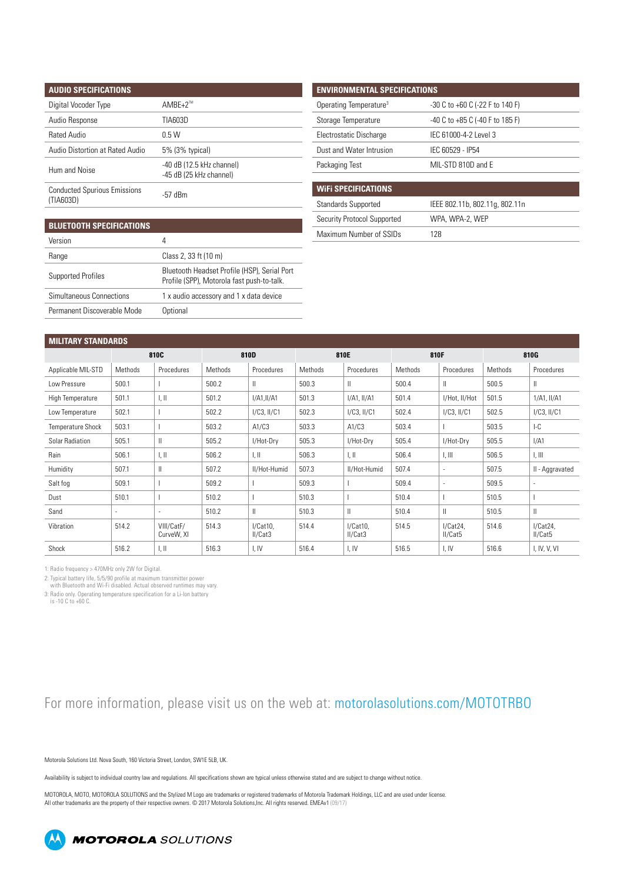## AUDIO SPECIFICATIONS

| | |
|---|---|
| Digital Vocoder Type | AMBE+2™ |
| Audio Response | TIA603D |
| Rated Audio | 0.5 W |
| Audio Distortion at Rated Audio | 5% (3% typical) |
| Hum and Noise | -40 dB (12.5 kHz channel)<br>-45 dB (25 kHz channel) |
| Conducted Spurious Emissions (TIA603D) | -57 dBm |

## BLUETOOTH SPECIFICATIONS

| | |
|---|---|
| Version | 4 |
| Range | Class 2, 33 ft (10 m) |
| Supported Profiles | Bluetooth Headset Profile (HSP), Serial Port Profile (SPP), Motorola fast push-to-talk. |
| Simultaneous Connections | 1 x audio accessory and 1 x data device |
| Permanent Discoverable Mode | Optional |

## ENVIRONMENTAL SPECIFICATIONS

| | |
|---|---|
| Operating Temperature[3] | -30 C to +60 C (-22 F to 140 F) |
| Storage Temperature | -40 C to +85 C (-40 F to 185 F) |
| Electrostatic Discharge | IEC 61000-4-2 Level 3 |
| Dust and Water Intrusion | IEC 60529 - IP54 |
| Packaging Test | MIL-STD 810D and E |

## WiFi SPECIFICATIONS

| | |
|---|---|
| Standards Supported | IEEE 802.11b, 802.11g, 802.11n |
| Security Protocol Supported | WPA, WPA-2, WEP |
| Maximum Number of SSIDs | 128 |

## MILITARY STANDARDS

| | 810C | | 810D | | 810E | | 810F | | 810G | |
|---|---|---|---|---|---|---|---|---|---|---|
| Applicable MIL-STD | Methods | Procedures | Methods | Procedures | Methods | Procedures | Methods | Procedures | Methods | Procedures |
| Low Pressure | 500.1 | I | 500.2 | II | 500.3 | II | 500.4 | II | 500.5 | II |
| High Temperature | 501.1 | I, II | 501.2 | I/A1,II/A1 | 501.3 | I/A1, II/A1 | 501.4 | I/Hot, II/Hot | 501.5 | 1/A1, II/A1 |
| Low Temperature | 502.1 | I | 502.2 | I/C3, II/C1 | 502.3 | I/C3, II/C1 | 502.4 | I/C3, II/C1 | 502.5 | I/C3, II/C1 |
| Temperature Shock | 503.1 | I | 503.2 | A1/C3 | 503.3 | A1/C3 | 503.4 | I | 503.5 | I-C |
| Solar Radiation | 505.1 | II | 505.2 | I/Hot-Dry | 505.3 | I/Hot-Dry | 505.4 | I/Hot-Dry | 505.5 | I/A1 |
| Rain | 506.1 | I, II | 506.2 | I, II | 506.3 | I, II | 506.4 | I, III | 506.5 | I, III |
| Humidity | 507.1 | II | 507.2 | II/Hot-Humid | 507.3 | II/Hot-Humid | 507.4 | - | 507.5 | II - Aggravated |
| Salt fog | 509.1 | I | 509.2 | I | 509.3 | I | 509.4 | - | 509.5 | - |
| Dust | 510.1 | I | 510.2 | I | 510.3 | I | 510.4 | I | 510.5 | I |
| Sand | - | - | 510.2 | II | 510.3 | II | 510.4 | II | 510.5 | II |
| Vibration | 514.2 | VIII/CatF/ CurveW, XI | 514.3 | I/Cat10, II/Cat3 | 514.4 | I/Cat10, II/Cat3 | 514.5 | I/Cat24, II/Cat5 | 514.6 | I/Cat24, II/Cat5 |
| Shock | 516.2 | I, II | 516.3 | I, IV | 516.4 | I, IV | 516.5 | I, IV | 516.6 | I, IV, V, VI |

1: Radio frequency > 470MHz only 2W for Digital.
2: Typical battery life, 5/5/90 profile at maximum transmitter power with Bluetooth and Wi-Fi disabled. Actual observed runtimes may vary.
3: Radio only. Operating temperature specification for a Li-Ion battery is -10 C to +60 C.

For more information, please visit us on the web at: motorolasolutions.com/MOTOTRBO

Motorola Solutions Ltd. Nova South, 160 Victoria Street, London, SW1E 5LB, UK.

Availability is subject to individual country law and regulations. All specifications shown are typical unless otherwise stated and are subject to change without notice.

MOTOROLA, MOTO, MOTOROLA SOLUTIONS and the Stylized M Logo are trademarks or registered trademarks of Motorola Trademark Holdings, LLC and are used under license. All other trademarks are the property of their respective owners. © 2017 Motorola Solutions,Inc. All rights reserved. EMEAv1 (09/17)

MOTOROLA SOLUTIONS